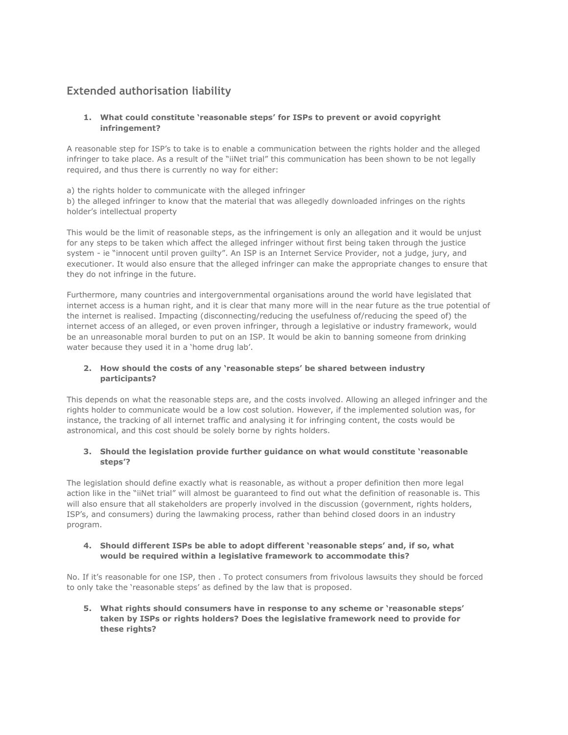## Extended authorisation liability

1. **What could constitute 'reasonable steps' for ISPs to prevent or avoid copyright infringement?**

A reasonable step for ISP's to take is to enable a communication between the rights holder and the alleged infringer to take place. As a result of the "iiNet trial" this communication has been shown to be not legally required, and thus there is currently no way for either:

a) the rights holder to communicate with the alleged infringer
b) the alleged infringer to know that the material that was allegedly downloaded infringes on the rights holder's intellectual property

This would be the limit of reasonable steps, as the infringement is only an allegation and it would be unjust for any steps to be taken which affect the alleged infringer without first being taken through the justice system - ie "innocent until proven guilty". An ISP is an Internet Service Provider, not a judge, jury, and executioner. It would also ensure that the alleged infringer can make the appropriate changes to ensure that they do not infringe in the future.

Furthermore, many countries and intergovernmental organisations around the world have legislated that internet access is a human right, and it is clear that many more will in the near future as the true potential of the internet is realised. Impacting (disconnecting/reducing the usefulness of/reducing the speed of) the internet access of an alleged, or even proven infringer, through a legislative or industry framework, would be an unreasonable moral burden to put on an ISP. It would be akin to banning someone from drinking water because they used it in a 'home drug lab'.

2. **How should the costs of any 'reasonable steps' be shared between industry participants?**

This depends on what the reasonable steps are, and the costs involved. Allowing an alleged infringer and the rights holder to communicate would be a low cost solution. However, if the implemented solution was, for instance, the tracking of all internet traffic and analysing it for infringing content, the costs would be astronomical, and this cost should be solely borne by rights holders.

3. **Should the legislation provide further guidance on what would constitute 'reasonable steps'?**

The legislation should define exactly what is reasonable, as without a proper definition then more legal action like in the "iiNet trial" will almost be guaranteed to find out what the definition of reasonable is. This will also ensure that all stakeholders are properly involved in the discussion (government, rights holders, ISP's, and consumers) during the lawmaking process, rather than behind closed doors in an industry program.

4. **Should different ISPs be able to adopt different 'reasonable steps' and, if so, what would be required within a legislative framework to accommodate this?**

No. If it's reasonable for one ISP, then . To protect consumers from frivolous lawsuits they should be forced to only take the 'reasonable steps' as defined by the law that is proposed.

5. **What rights should consumers have in response to any scheme or 'reasonable steps' taken by ISPs or rights holders? Does the legislative framework need to provide for these rights?**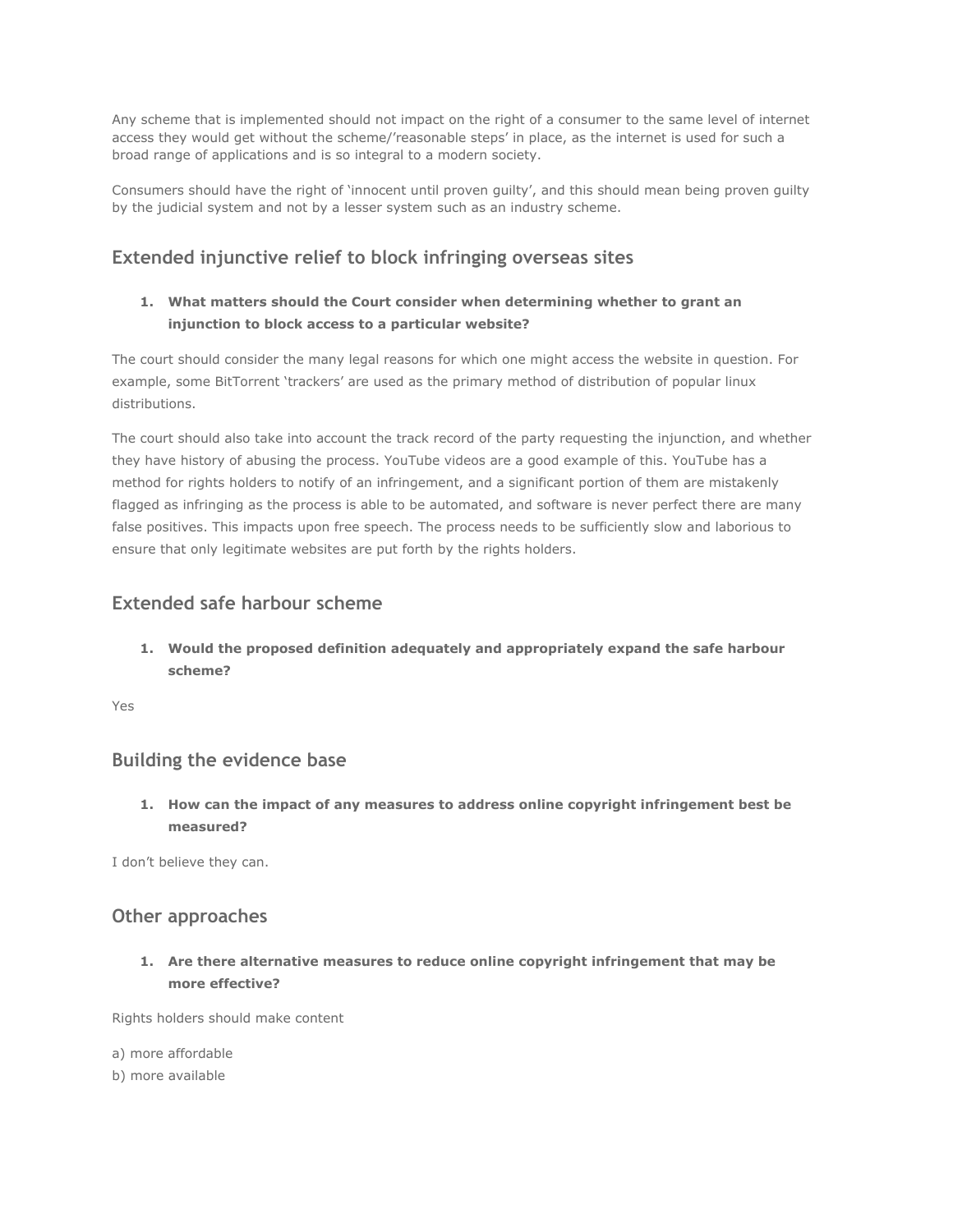Any scheme that is implemented should not impact on the right of a consumer to the same level of internet access they would get without the scheme/'reasonable steps' in place, as the internet is used for such a broad range of applications and is so integral to a modern society.

Consumers should have the right of 'innocent until proven guilty', and this should mean being proven guilty by the judicial system and not by a lesser system such as an industry scheme.

## Extended injunctive relief to block infringing overseas sites

1. **What matters should the Court consider when determining whether to grant an injunction to block access to a particular website?**

The court should consider the many legal reasons for which one might access the website in question. For example, some BitTorrent 'trackers' are used as the primary method of distribution of popular linux distributions.

The court should also take into account the track record of the party requesting the injunction, and whether they have history of abusing the process. YouTube videos are a good example of this. YouTube has a method for rights holders to notify of an infringement, and a significant portion of them are mistakenly flagged as infringing as the process is able to be automated, and software is never perfect there are many false positives. This impacts upon free speech. The process needs to be sufficiently slow and laborious to ensure that only legitimate websites are put forth by the rights holders.

## Extended safe harbour scheme

1. **Would the proposed definition adequately and appropriately expand the safe harbour scheme?**

Yes

## Building the evidence base

1. **How can the impact of any measures to address online copyright infringement best be measured?**

I don't believe they can.

## Other approaches

1. **Are there alternative measures to reduce online copyright infringement that may be more effective?**

Rights holders should make content

a) more affordable
b) more available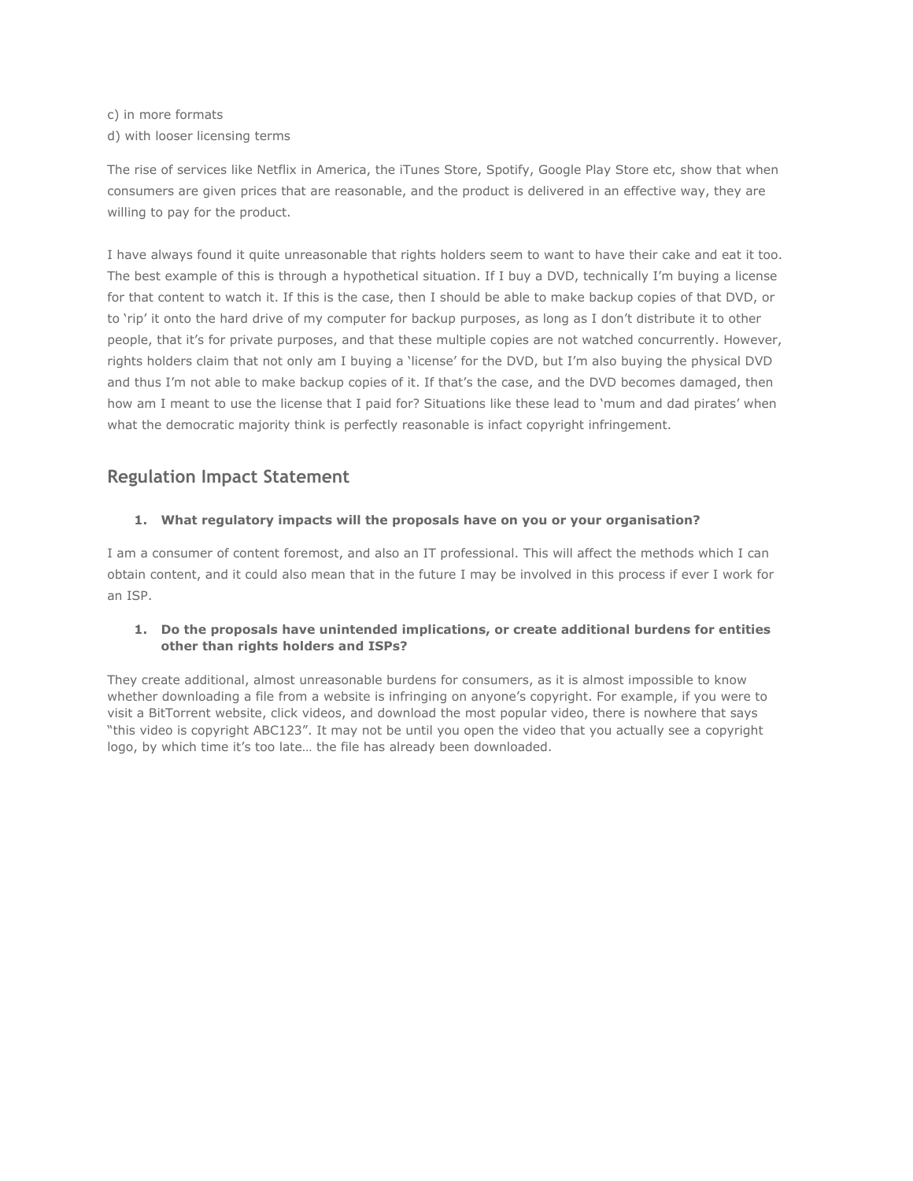c) in more formats

d) with looser licensing terms

The rise of services like Netflix in America, the iTunes Store, Spotify, Google Play Store etc, show that when consumers are given prices that are reasonable, and the product is delivered in an effective way, they are willing to pay for the product.

I have always found it quite unreasonable that rights holders seem to want to have their cake and eat it too. The best example of this is through a hypothetical situation. If I buy a DVD, technically I'm buying a license for that content to watch it. If this is the case, then I should be able to make backup copies of that DVD, or to 'rip' it onto the hard drive of my computer for backup purposes, as long as I don't distribute it to other people, that it's for private purposes, and that these multiple copies are not watched concurrently. However, rights holders claim that not only am I buying a 'license' for the DVD, but I'm also buying the physical DVD and thus I'm not able to make backup copies of it. If that's the case, and the DVD becomes damaged, then how am I meant to use the license that I paid for? Situations like these lead to 'mum and dad pirates' when what the democratic majority think is perfectly reasonable is infact copyright infringement.

## Regulation Impact Statement

1. **What regulatory impacts will the proposals have on you or your organisation?**

I am a consumer of content foremost, and also an IT professional. This will affect the methods which I can obtain content, and it could also mean that in the future I may be involved in this process if ever I work for an ISP.

1. **Do the proposals have unintended implications, or create additional burdens for entities other than rights holders and ISPs?**

They create additional, almost unreasonable burdens for consumers, as it is almost impossible to know whether downloading a file from a website is infringing on anyone's copyright. For example, if you were to visit a BitTorrent website, click videos, and download the most popular video, there is nowhere that says "this video is copyright ABC123". It may not be until you open the video that you actually see a copyright logo, by which time it's too late… the file has already been downloaded.